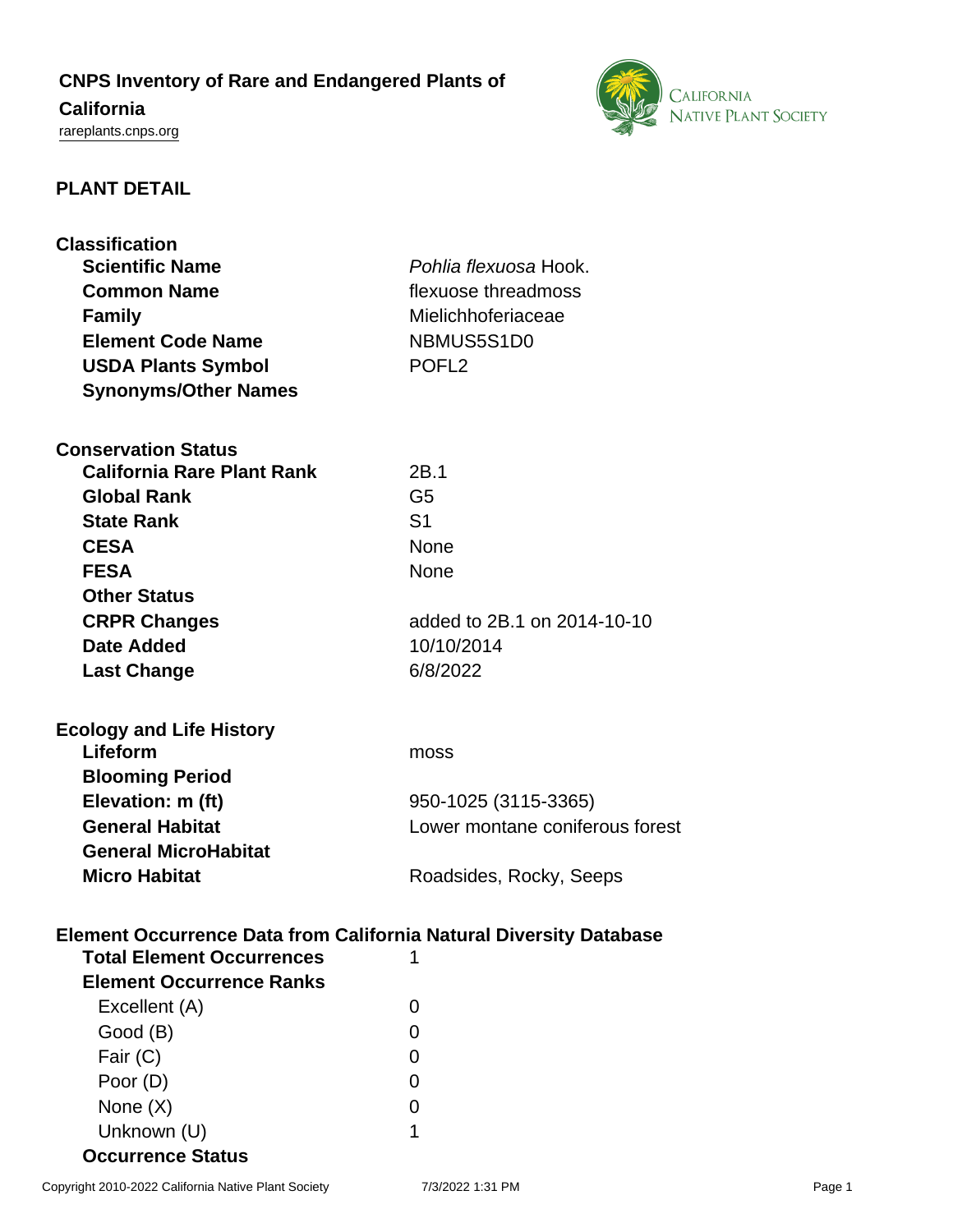# CNPS Inventory of Rare and Endangered Plants of California

rareplants.cnps.org

## PLANT DETAIL

### Classification

| | |
|---|---|
| **Scientific Name** | *Pohlia flexuosa* Hook. |
| **Common Name** | flexuose threadmoss |
| **Family** | Mielichhoferiaceae |
| **Element Code Name** | NBMUS5S1D0 |
| **USDA Plants Symbol** | POFL2 |
| **Synonyms/Other Names** | |

### Conservation Status

| | |
|---|---|
| **California Rare Plant Rank** | 2B.1 |
| **Global Rank** | G5 |
| **State Rank** | S1 |
| **CESA** | None |
| **FESA** | None |
| **Other Status** | |
| **CRPR Changes** | added to 2B.1 on 2014-10-10 |
| **Date Added** | 10/10/2014 |
| **Last Change** | 6/8/2022 |

### Ecology and Life History

| | |
|---|---|
| **Lifeform** | moss |
| **Blooming Period** | |
| **Elevation: m (ft)** | 950-1025 (3115-3365) |
| **General Habitat** | Lower montane coniferous forest |
| **General MicroHabitat** | |
| **Micro Habitat** | Roadsides, Rocky, Seeps |

### Element Occurrence Data from California Natural Diversity Database

| | |
|---|---|
| **Total Element Occurrences** | 1 |
| **Element Occurrence Ranks** | |
| Excellent (A) | 0 |
| Good (B) | 0 |
| Fair (C) | 0 |
| Poor (D) | 0 |
| None (X) | 0 |
| Unknown (U) | 1 |
| **Occurrence Status** | |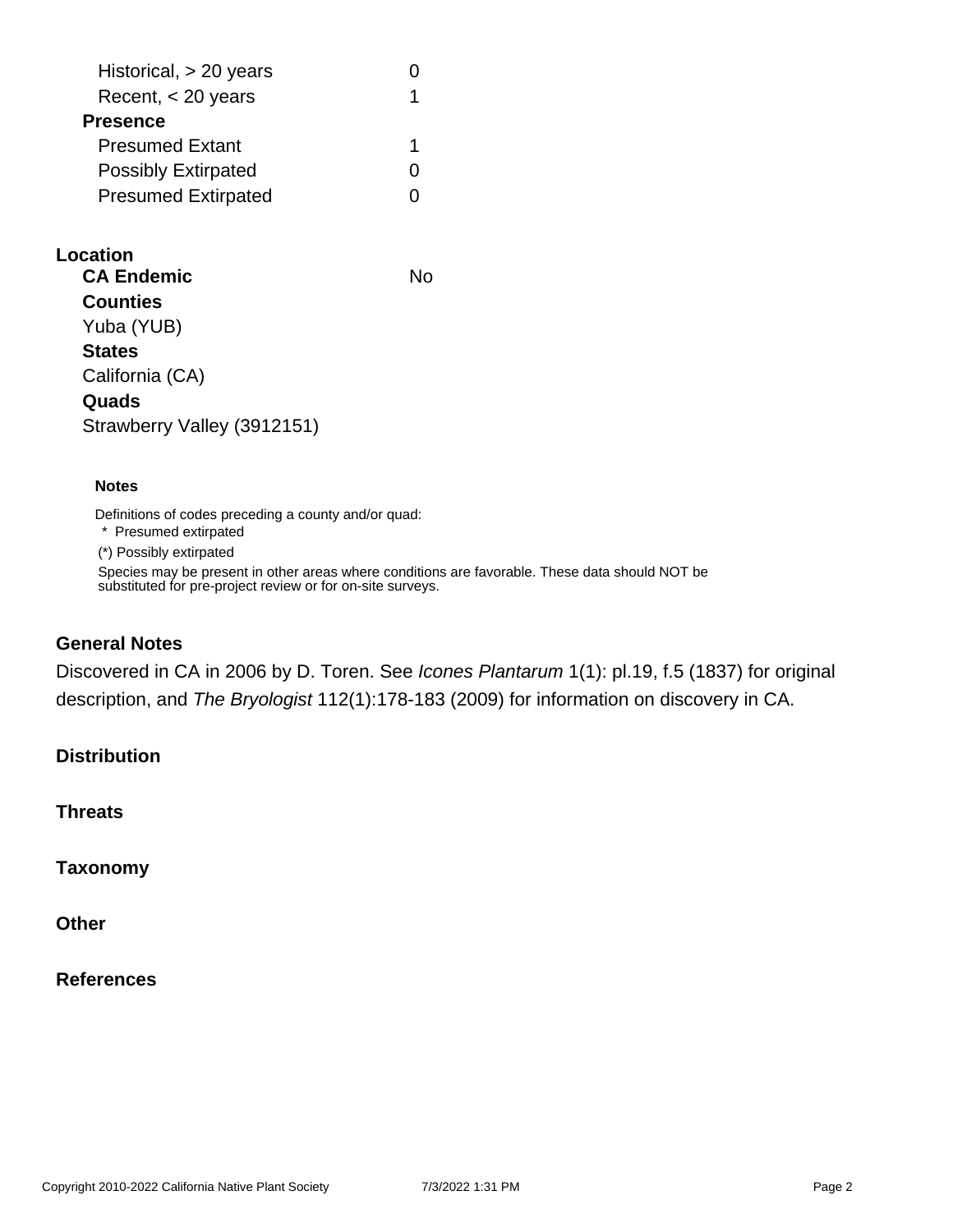| | |
|---|---|
| Historical, > 20 years | 0 |
| Recent, < 20 years | 1 |
| **Presence** | |
| Presumed Extant | 1 |
| Possibly Extirpated | 0 |
| Presumed Extirpated | 0 |

## Location

**CA Endemic** No

**Counties**

Yuba (YUB)

**States**

California (CA)

**Quads**

Strawberry Valley (3912151)

#### Notes

Definitions of codes preceding a county and/or quad:

* Presumed extirpated

(*) Possibly extirpated

Species may be present in other areas where conditions are favorable. These data should NOT be substituted for pre-project review or for on-site surveys.

## General Notes

Discovered in CA in 2006 by D. Toren. See *Icones Plantarum* 1(1): pl.19, f.5 (1837) for original description, and *The Bryologist* 112(1):178-183 (2009) for information on discovery in CA.

## Distribution

## Threats

## Taxonomy

## Other

## References